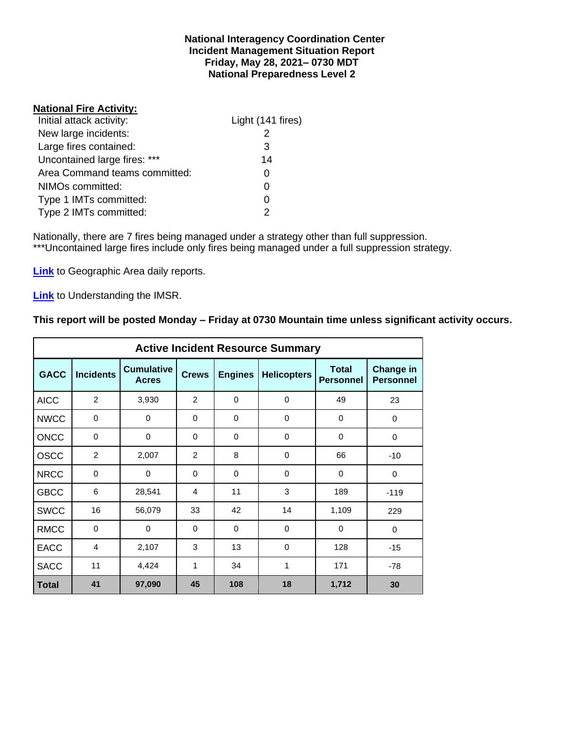**National Interagency Coordination Center**
**Incident Management Situation Report**
**Friday, May 28, 2021– 0730 MDT**
**National Preparedness Level 2**

## National Fire Activity:

| | |
|---|---|
| Initial attack activity: | Light (141 fires) |
| New large incidents: | 2 |
| Large fires contained: | 3 |
| Uncontained large fires: *** | 14 |
| Area Command teams committed: | 0 |
| NIMOs committed: | 0 |
| Type 1 IMTs committed: | 0 |
| Type 2 IMTs committed: | 2 |

Nationally, there are 7 fires being managed under a strategy other than full suppression.
***Uncontained large fires include only fires being managed under a full suppression strategy.

**Link** to Geographic Area daily reports.

**Link** to Understanding the IMSR.

**This report will be posted Monday – Friday at 0730 Mountain time unless significant activity occurs.**

| Active Incident Resource Summary | | | | | | | |
|---|---|---|---|---|---|---|---|
| **GACC** | **Incidents** | **Cumulative Acres** | **Crews** | **Engines** | **Helicopters** | **Total Personnel** | **Change in Personnel** |
| AICC | 2 | 3,930 | 2 | 0 | 0 | 49 | 23 |
| NWCC | 0 | 0 | 0 | 0 | 0 | 0 | 0 |
| ONCC | 0 | 0 | 0 | 0 | 0 | 0 | 0 |
| OSCC | 2 | 2,007 | 2 | 8 | 0 | 66 | -10 |
| NRCC | 0 | 0 | 0 | 0 | 0 | 0 | 0 |
| GBCC | 6 | 28,541 | 4 | 11 | 3 | 189 | -119 |
| SWCC | 16 | 56,079 | 33 | 42 | 14 | 1,109 | 229 |
| RMCC | 0 | 0 | 0 | 0 | 0 | 0 | 0 |
| EACC | 4 | 2,107 | 3 | 13 | 0 | 128 | -15 |
| SACC | 11 | 4,424 | 1 | 34 | 1 | 171 | -78 |
| **Total** | **41** | **97,090** | **45** | **108** | **18** | **1,712** | **30** |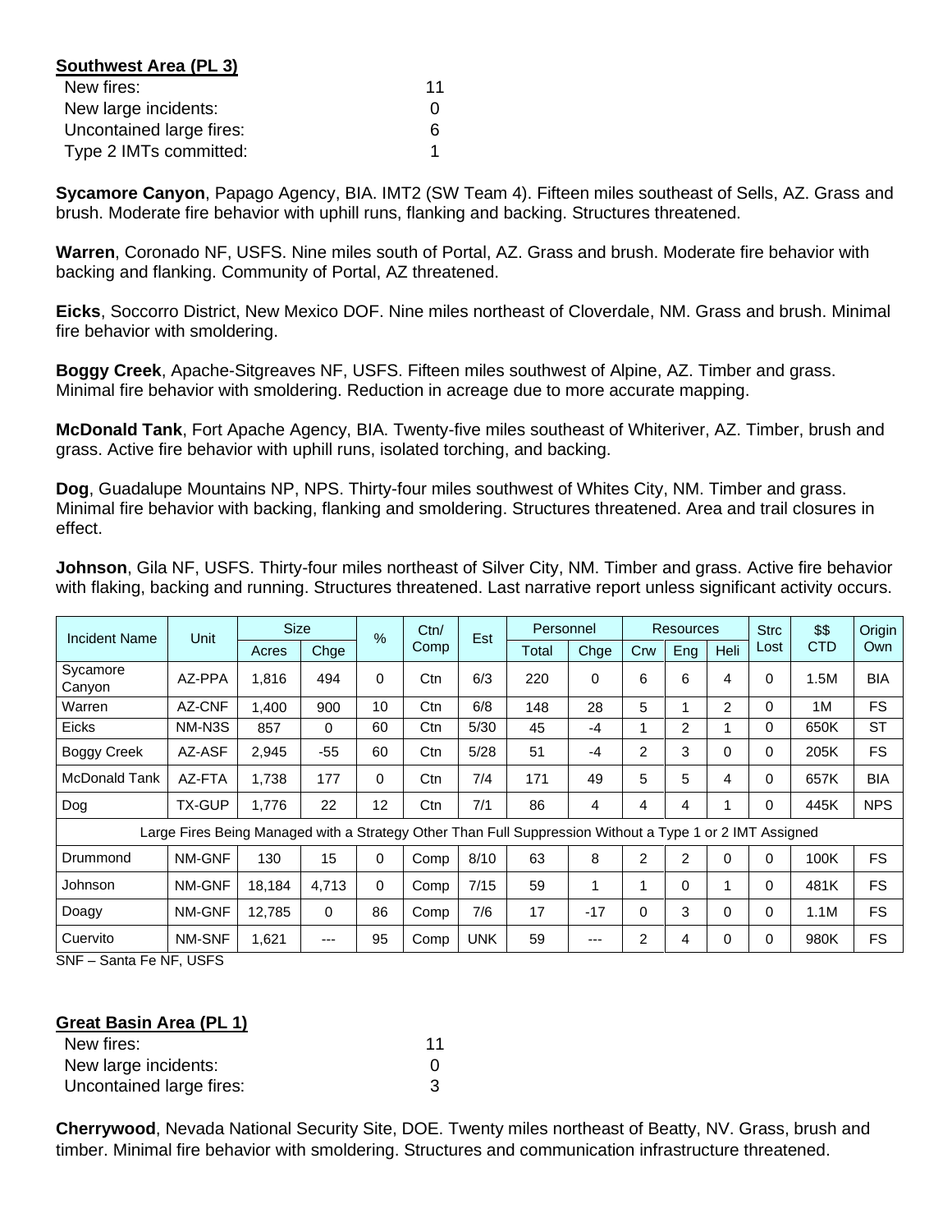**Southwest Area (PL 3)**

| | |
|---|---|
| New fires: | 11 |
| New large incidents: | 0 |
| Uncontained large fires: | 6 |
| Type 2 IMTs committed: | 1 |

**Sycamore Canyon**, Papago Agency, BIA. IMT2 (SW Team 4). Fifteen miles southeast of Sells, AZ. Grass and brush. Moderate fire behavior with uphill runs, flanking and backing. Structures threatened.

**Warren**, Coronado NF, USFS. Nine miles south of Portal, AZ. Grass and brush. Moderate fire behavior with backing and flanking. Community of Portal, AZ threatened.

**Eicks**, Soccorro District, New Mexico DOF. Nine miles northeast of Cloverdale, NM. Grass and brush. Minimal fire behavior with smoldering.

**Boggy Creek**, Apache-Sitgreaves NF, USFS. Fifteen miles southwest of Alpine, AZ. Timber and grass. Minimal fire behavior with smoldering. Reduction in acreage due to more accurate mapping.

**McDonald Tank**, Fort Apache Agency, BIA. Twenty-five miles southeast of Whiteriver, AZ. Timber, brush and grass. Active fire behavior with uphill runs, isolated torching, and backing.

**Dog**, Guadalupe Mountains NP, NPS. Thirty-four miles southwest of Whites City, NM. Timber and grass. Minimal fire behavior with backing, flanking and smoldering. Structures threatened. Area and trail closures in effect.

**Johnson**, Gila NF, USFS. Thirty-four miles northeast of Silver City, NM. Timber and grass. Active fire behavior with flaking, backing and running. Structures threatened. Last narrative report unless significant activity occurs.

| Incident Name | Unit | Size | | % | Ctn/ Comp | Est | Personnel | | Resources | | | Strc Lost | $$ CTD | Origin Own |
|---|---|---|---|---|---|---|---|---|---|---|---|---|---|---|
| | | Acres | Chge | | | | Total | Chge | Crw | Eng | Heli | | | |
| Sycamore Canyon | AZ-PPA | 1,816 | 494 | 0 | Ctn | 6/3 | 220 | 0 | 6 | 6 | 4 | 0 | 1.5M | BIA |
| Warren | AZ-CNF | 1,400 | 900 | 10 | Ctn | 6/8 | 148 | 28 | 5 | 1 | 2 | 0 | 1M | FS |
| Eicks | NM-N3S | 857 | 0 | 60 | Ctn | 5/30 | 45 | -4 | 1 | 2 | 1 | 0 | 650K | ST |
| Boggy Creek | AZ-ASF | 2,945 | -55 | 60 | Ctn | 5/28 | 51 | -4 | 2 | 3 | 0 | 0 | 205K | FS |
| McDonald Tank | AZ-FTA | 1,738 | 177 | 0 | Ctn | 7/4 | 171 | 49 | 5 | 5 | 4 | 0 | 657K | BIA |
| Dog | TX-GUP | 1,776 | 22 | 12 | Ctn | 7/1 | 86 | 4 | 4 | 4 | 1 | 0 | 445K | NPS |
| Large Fires Being Managed with a Strategy Other Than Full Suppression Without a Type 1 or 2 IMT Assigned | | | | | | | | | | | | | | |
| Drummond | NM-GNF | 130 | 15 | 0 | Comp | 8/10 | 63 | 8 | 2 | 2 | 0 | 0 | 100K | FS |
| Johnson | NM-GNF | 18,184 | 4,713 | 0 | Comp | 7/15 | 59 | 1 | 1 | 0 | 1 | 0 | 481K | FS |
| Doagy | NM-GNF | 12,785 | 0 | 86 | Comp | 7/6 | 17 | -17 | 0 | 3 | 0 | 0 | 1.1M | FS |
| Cuervito | NM-SNF | 1,621 | --- | 95 | Comp | UNK | 59 | --- | 2 | 4 | 0 | 0 | 980K | FS |

SNF – Santa Fe NF, USFS

**Great Basin Area (PL 1)**

| | |
|---|---|
| New fires: | 11 |
| New large incidents: | 0 |
| Uncontained large fires: | 3 |

**Cherrywood**, Nevada National Security Site, DOE. Twenty miles northeast of Beatty, NV. Grass, brush and timber. Minimal fire behavior with smoldering. Structures and communication infrastructure threatened.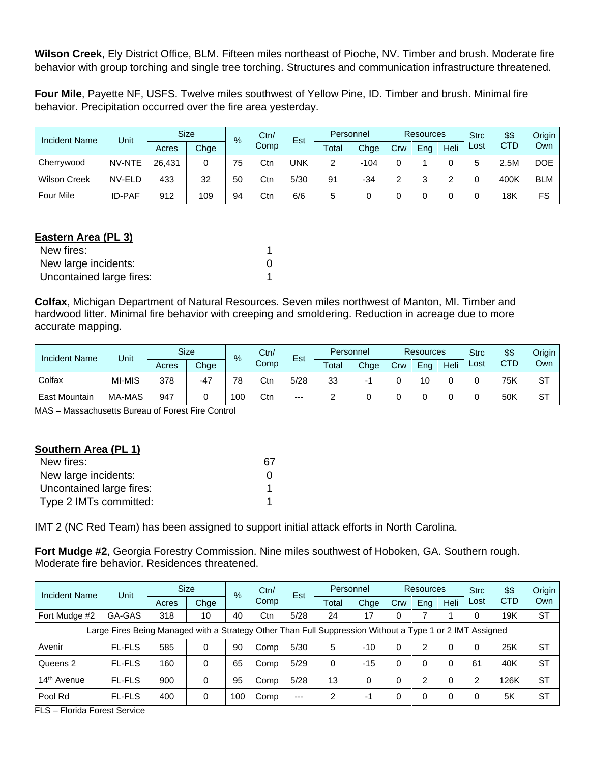**Wilson Creek**, Ely District Office, BLM. Fifteen miles northeast of Pioche, NV. Timber and brush. Moderate fire behavior with group torching and single tree torching. Structures and communication infrastructure threatened.

**Four Mile**, Payette NF, USFS. Twelve miles southwest of Yellow Pine, ID. Timber and brush. Minimal fire behavior. Precipitation occurred over the fire area yesterday.

| Incident Name | Unit | Size | | % | Ctn/ Comp | Est | Personnel | | Resources | | | Strc Lost | $$ CTD | Origin Own |
|---|---|---|---|---|---|---|---|---|---|---|---|---|---|---|
| | | Acres | Chge | | | | Total | Chge | Crw | Eng | Heli | | | |
| Cherrywood | NV-NTE | 26,431 | 0 | 75 | Ctn | UNK | 2 | -104 | 0 | 1 | 0 | 5 | 2.5M | DOE |
| Wilson Creek | NV-ELD | 433 | 32 | 50 | Ctn | 5/30 | 91 | -34 | 2 | 3 | 2 | 0 | 400K | BLM |
| Four Mile | ID-PAF | 912 | 109 | 94 | Ctn | 6/6 | 5 | 0 | 0 | 0 | 0 | 0 | 18K | FS |

**Eastern Area (PL 3)**

| | |
|---|---|
| New fires: | 1 |
| New large incidents: | 0 |
| Uncontained large fires: | 1 |

**Colfax**, Michigan Department of Natural Resources. Seven miles northwest of Manton, MI. Timber and hardwood litter. Minimal fire behavior with creeping and smoldering. Reduction in acreage due to more accurate mapping.

| Incident Name | Unit | Size | | % | Ctn/ Comp | Est | Personnel | | Resources | | | Strc Lost | $$ CTD | Origin Own |
|---|---|---|---|---|---|---|---|---|---|---|---|---|---|---|
| | | Acres | Chge | | | | Total | Chge | Crw | Eng | Heli | | | |
| Colfax | MI-MIS | 378 | -47 | 78 | Ctn | 5/28 | 33 | -1 | 0 | 10 | 0 | 0 | 75K | ST |
| East Mountain | MA-MAS | 947 | 0 | 100 | Ctn | --- | 2 | 0 | 0 | 0 | 0 | 0 | 50K | ST |

MAS – Massachusetts Bureau of Forest Fire Control

**Southern Area (PL 1)**

| | |
|---|---|
| New fires: | 67 |
| New large incidents: | 0 |
| Uncontained large fires: | 1 |
| Type 2 IMTs committed: | 1 |

IMT 2 (NC Red Team) has been assigned to support initial attack efforts in North Carolina.

**Fort Mudge #2**, Georgia Forestry Commission. Nine miles southwest of Hoboken, GA. Southern rough. Moderate fire behavior. Residences threatened.

| Incident Name | Unit | Size | | % | Ctn/ Comp | Est | Personnel | | Resources | | | Strc Lost | $$ CTD | Origin Own |
|---|---|---|---|---|---|---|---|---|---|---|---|---|---|---|
| | | Acres | Chge | | | | Total | Chge | Crw | Eng | Heli | | | |
| Fort Mudge #2 | GA-GAS | 318 | 10 | 40 | Ctn | 5/28 | 24 | 17 | 0 | 7 | 1 | 0 | 19K | ST |
| Large Fires Being Managed with a Strategy Other Than Full Suppression Without a Type 1 or 2 IMT Assigned | | | | | | | | | | | | | | |
| Avenir | FL-FLS | 585 | 0 | 90 | Comp | 5/30 | 5 | -10 | 0 | 2 | 0 | 0 | 25K | ST |
| Queens 2 | FL-FLS | 160 | 0 | 65 | Comp | 5/29 | 0 | -15 | 0 | 0 | 0 | 61 | 40K | ST |
| 14th Avenue | FL-FLS | 900 | 0 | 95 | Comp | 5/28 | 13 | 0 | 0 | 2 | 0 | 2 | 126K | ST |
| Pool Rd | FL-FLS | 400 | 0 | 100 | Comp | --- | 2 | -1 | 0 | 0 | 0 | 0 | 5K | ST |

FLS – Florida Forest Service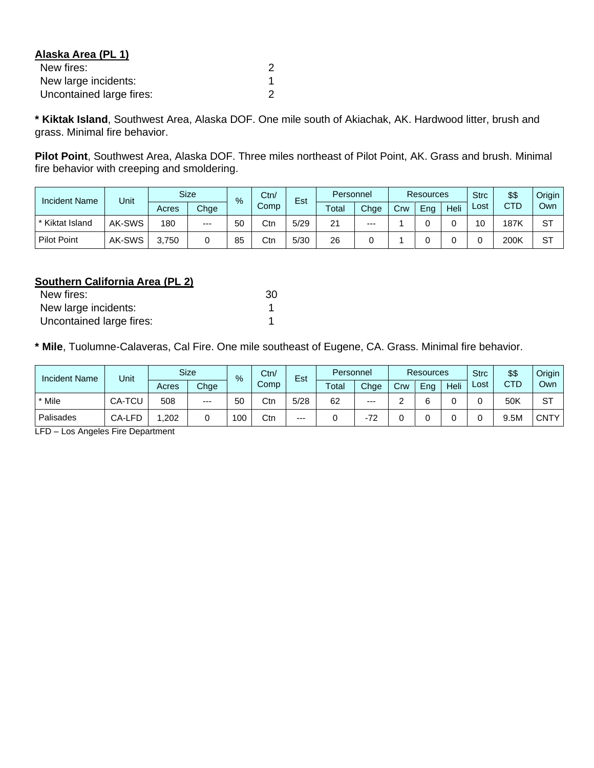**Alaska Area (PL 1)**

New fires: 2
New large incidents: 1
Uncontained large fires: 2

**\* Kiktak Island**, Southwest Area, Alaska DOF. One mile south of Akiachak, AK. Hardwood litter, brush and grass. Minimal fire behavior.

**Pilot Point**, Southwest Area, Alaska DOF. Three miles northeast of Pilot Point, AK. Grass and brush. Minimal fire behavior with creeping and smoldering.

| Incident Name | Unit | Size | | % | Ctn/ Comp | Est | Personnel | | Resources | | | Strc Lost | $$ CTD | Origin Own |
|---|---|---|---|---|---|---|---|---|---|---|---|---|---|---|
| | | Acres | Chge | | | | Total | Chge | Crw | Eng | Heli | | | |
| * Kiktat Island | AK-SWS | 180 | --- | 50 | Ctn | 5/29 | 21 | --- | 1 | 0 | 0 | 10 | 187K | ST |
| Pilot Point | AK-SWS | 3,750 | 0 | 85 | Ctn | 5/30 | 26 | 0 | 1 | 0 | 0 | 0 | 200K | ST |

**Southern California Area (PL 2)**

New fires: 30
New large incidents: 1
Uncontained large fires: 1

**\* Mile**, Tuolumne-Calaveras, Cal Fire. One mile southeast of Eugene, CA. Grass. Minimal fire behavior.

| Incident Name | Unit | Size | | % | Ctn/ Comp | Est | Personnel | | Resources | | | Strc Lost | $$ CTD | Origin Own |
|---|---|---|---|---|---|---|---|---|---|---|---|---|---|---|
| | | Acres | Chge | | | | Total | Chge | Crw | Eng | Heli | | | |
| * Mile | CA-TCU | 508 | --- | 50 | Ctn | 5/28 | 62 | --- | 2 | 6 | 0 | 0 | 50K | ST |
| Palisades | CA-LFD | 1,202 | 0 | 100 | Ctn | --- | 0 | -72 | 0 | 0 | 0 | 0 | 9.5M | CNTY |

LFD – Los Angeles Fire Department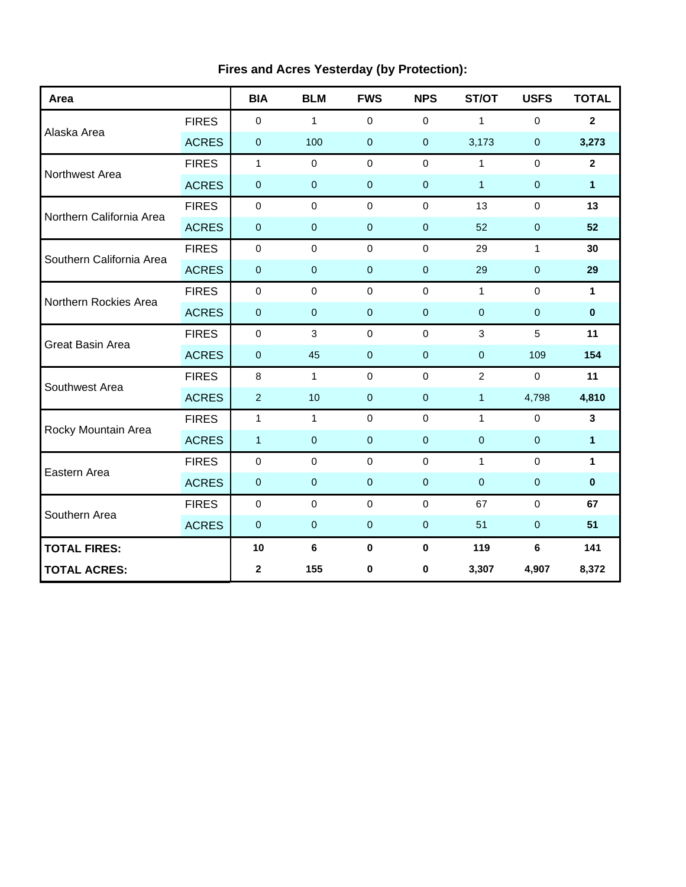**Fires and Acres Yesterday (by Protection):**

| Area | | BIA | BLM | FWS | NPS | ST/OT | USFS | TOTAL |
|---|---|---|---|---|---|---|---|---|
| Alaska Area | FIRES | 0 | 1 | 0 | 0 | 1 | 0 | **2** |
| | ACRES | 0 | 100 | 0 | 0 | 3,173 | 0 | **3,273** |
| Northwest Area | FIRES | 1 | 0 | 0 | 0 | 1 | 0 | **2** |
| | ACRES | 0 | 0 | 0 | 0 | 1 | 0 | **1** |
| Northern California Area | FIRES | 0 | 0 | 0 | 0 | 13 | 0 | **13** |
| | ACRES | 0 | 0 | 0 | 0 | 52 | 0 | **52** |
| Southern California Area | FIRES | 0 | 0 | 0 | 0 | 29 | 1 | **30** |
| | ACRES | 0 | 0 | 0 | 0 | 29 | 0 | **29** |
| Northern Rockies Area | FIRES | 0 | 0 | 0 | 0 | 1 | 0 | **1** |
| | ACRES | 0 | 0 | 0 | 0 | 0 | 0 | **0** |
| Great Basin Area | FIRES | 0 | 3 | 0 | 0 | 3 | 5 | **11** |
| | ACRES | 0 | 45 | 0 | 0 | 0 | 109 | **154** |
| Southwest Area | FIRES | 8 | 1 | 0 | 0 | 2 | 0 | **11** |
| | ACRES | 2 | 10 | 0 | 0 | 1 | 4,798 | **4,810** |
| Rocky Mountain Area | FIRES | 1 | 1 | 0 | 0 | 1 | 0 | **3** |
| | ACRES | 1 | 0 | 0 | 0 | 0 | 0 | **1** |
| Eastern Area | FIRES | 0 | 0 | 0 | 0 | 1 | 0 | **1** |
| | ACRES | 0 | 0 | 0 | 0 | 0 | 0 | **0** |
| Southern Area | FIRES | 0 | 0 | 0 | 0 | 67 | 0 | **67** |
| | ACRES | 0 | 0 | 0 | 0 | 51 | 0 | **51** |
| **TOTAL FIRES:** | | **10** | **6** | **0** | **0** | **119** | **6** | **141** |
| **TOTAL ACRES:** | | **2** | **155** | **0** | **0** | **3,307** | **4,907** | **8,372** |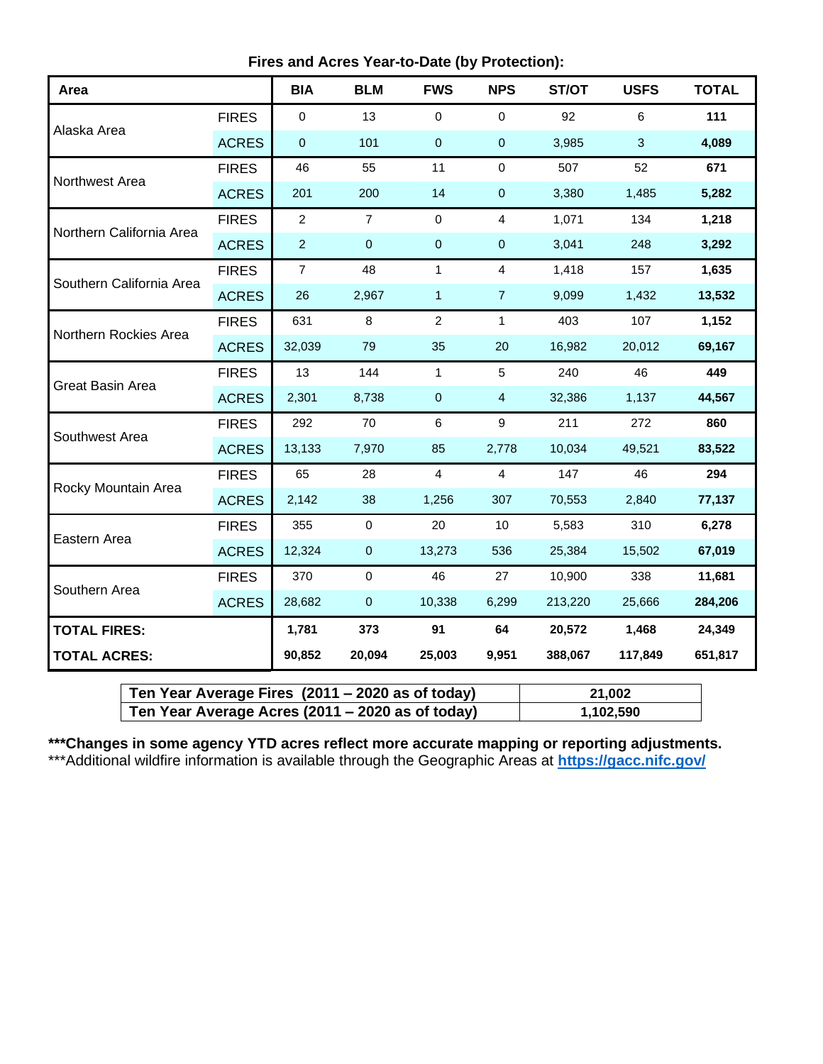**Fires and Acres Year-to-Date (by Protection):**

| Area | | BIA | BLM | FWS | NPS | ST/OT | USFS | TOTAL |
|---|---|---|---|---|---|---|---|---|
| Alaska Area | FIRES | 0 | 13 | 0 | 0 | 92 | 6 | **111** |
| | ACRES | 0 | 101 | 0 | 0 | 3,985 | 3 | **4,089** |
| Northwest Area | FIRES | 46 | 55 | 11 | 0 | 507 | 52 | **671** |
| | ACRES | 201 | 200 | 14 | 0 | 3,380 | 1,485 | **5,282** |
| Northern California Area | FIRES | 2 | 7 | 0 | 4 | 1,071 | 134 | **1,218** |
| | ACRES | 2 | 0 | 0 | 0 | 3,041 | 248 | **3,292** |
| Southern California Area | FIRES | 7 | 48 | 1 | 4 | 1,418 | 157 | **1,635** |
| | ACRES | 26 | 2,967 | 1 | 7 | 9,099 | 1,432 | **13,532** |
| Northern Rockies Area | FIRES | 631 | 8 | 2 | 1 | 403 | 107 | **1,152** |
| | ACRES | 32,039 | 79 | 35 | 20 | 16,982 | 20,012 | **69,167** |
| Great Basin Area | FIRES | 13 | 144 | 1 | 5 | 240 | 46 | **449** |
| | ACRES | 2,301 | 8,738 | 0 | 4 | 32,386 | 1,137 | **44,567** |
| Southwest Area | FIRES | 292 | 70 | 6 | 9 | 211 | 272 | **860** |
| | ACRES | 13,133 | 7,970 | 85 | 2,778 | 10,034 | 49,521 | **83,522** |
| Rocky Mountain Area | FIRES | 65 | 28 | 4 | 4 | 147 | 46 | **294** |
| | ACRES | 2,142 | 38 | 1,256 | 307 | 70,553 | 2,840 | **77,137** |
| Eastern Area | FIRES | 355 | 0 | 20 | 10 | 5,583 | 310 | **6,278** |
| | ACRES | 12,324 | 0 | 13,273 | 536 | 25,384 | 15,502 | **67,019** |
| Southern Area | FIRES | 370 | 0 | 46 | 27 | 10,900 | 338 | **11,681** |
| | ACRES | 28,682 | 0 | 10,338 | 6,299 | 213,220 | 25,666 | **284,206** |
| **TOTAL FIRES:** | | **1,781** | **373** | **91** | **64** | **20,572** | **1,468** | **24,349** |
| **TOTAL ACRES:** | | **90,852** | **20,094** | **25,003** | **9,951** | **388,067** | **117,849** | **651,817** |

| | |
|---|---|
| **Ten Year Average Fires (2011 – 2020 as of today)** | **21,002** |
| **Ten Year Average Acres (2011 – 2020 as of today)** | **1,102,590** |

**\*\*\*Changes in some agency YTD acres reflect more accurate mapping or reporting adjustments.**

\*\*\*Additional wildfire information is available through the Geographic Areas at **https://gacc.nifc.gov/**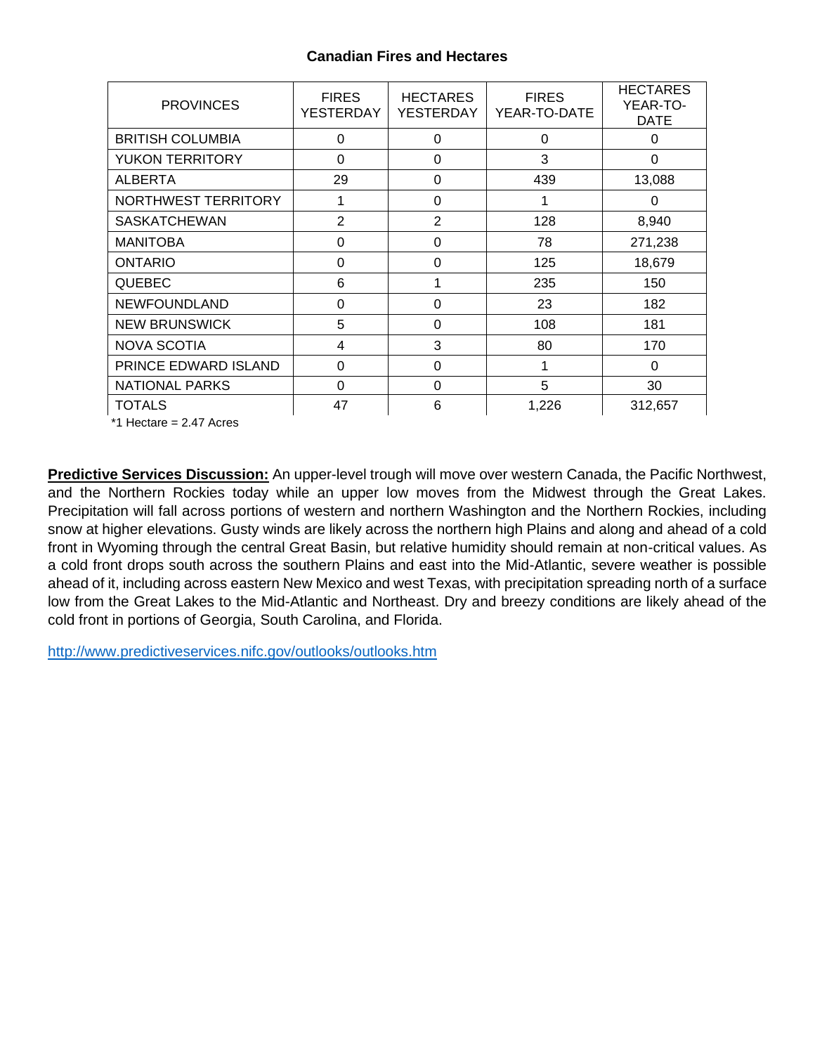**Canadian Fires and Hectares**

| PROVINCES | FIRES YESTERDAY | HECTARES YESTERDAY | FIRES YEAR-TO-DATE | HECTARES YEAR-TO-DATE |
|---|---|---|---|---|
| BRITISH COLUMBIA | 0 | 0 | 0 | 0 |
| YUKON TERRITORY | 0 | 0 | 3 | 0 |
| ALBERTA | 29 | 0 | 439 | 13,088 |
| NORTHWEST TERRITORY | 1 | 0 | 1 | 0 |
| SASKATCHEWAN | 2 | 2 | 128 | 8,940 |
| MANITOBA | 0 | 0 | 78 | 271,238 |
| ONTARIO | 0 | 0 | 125 | 18,679 |
| QUEBEC | 6 | 1 | 235 | 150 |
| NEWFOUNDLAND | 0 | 0 | 23 | 182 |
| NEW BRUNSWICK | 5 | 0 | 108 | 181 |
| NOVA SCOTIA | 4 | 3 | 80 | 170 |
| PRINCE EDWARD ISLAND | 0 | 0 | 1 | 0 |
| NATIONAL PARKS | 0 | 0 | 5 | 30 |
| TOTALS | 47 | 6 | 1,226 | 312,657 |

*1 Hectare = 2.47 Acres

**Predictive Services Discussion:** An upper-level trough will move over western Canada, the Pacific Northwest, and the Northern Rockies today while an upper low moves from the Midwest through the Great Lakes. Precipitation will fall across portions of western and northern Washington and the Northern Rockies, including snow at higher elevations. Gusty winds are likely across the northern high Plains and along and ahead of a cold front in Wyoming through the central Great Basin, but relative humidity should remain at non-critical values. As a cold front drops south across the southern Plains and east into the Mid-Atlantic, severe weather is possible ahead of it, including across eastern New Mexico and west Texas, with precipitation spreading north of a surface low from the Great Lakes to the Mid-Atlantic and Northeast. Dry and breezy conditions are likely ahead of the cold front in portions of Georgia, South Carolina, and Florida.

http://www.predictiveservices.nifc.gov/outlooks/outlooks.htm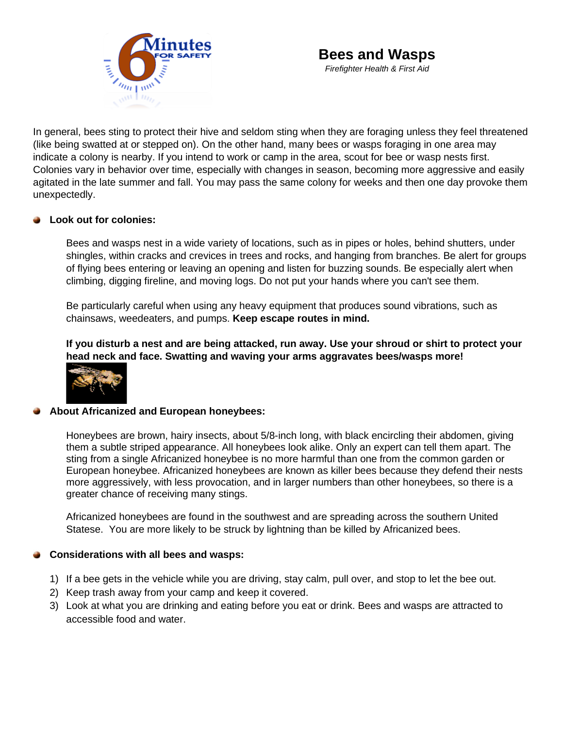# Bees and Wasps

*Firefighter Health & First Aid*

In general, bees sting to protect their hive and seldom sting when they are foraging unless they feel threatened (like being swatted at or stepped on). On the other hand, many bees or wasps foraging in one area may indicate a colony is nearby. If you intend to work or camp in the area, scout for bee or wasp nests first. Colonies vary in behavior over time, especially with changes in season, becoming more aggressive and easily agitated in the late summer and fall. You may pass the same colony for weeks and then one day provoke them unexpectedly.

- **Look out for colonies:**

  Bees and wasps nest in a wide variety of locations, such as in pipes or holes, behind shutters, under shingles, within cracks and crevices in trees and rocks, and hanging from branches. Be alert for groups of flying bees entering or leaving an opening and listen for buzzing sounds. Be especially alert when climbing, digging fireline, and moving logs. Do not put your hands where you can't see them.

  Be particularly careful when using any heavy equipment that produces sound vibrations, such as chainsaws, weedeaters, and pumps. **Keep escape routes in mind.**

  **If you disturb a nest and are being attacked, run away. Use your shroud or shirt to protect your head neck and face. Swatting and waving your arms aggravates bees/wasps more!**

- **About Africanized and European honeybees:**

  Honeybees are brown, hairy insects, about 5/8-inch long, with black encircling their abdomen, giving them a subtle striped appearance. All honeybees look alike. Only an expert can tell them apart. The sting from a single Africanized honeybee is no more harmful than one from the common garden or European honeybee. Africanized honeybees are known as killer bees because they defend their nests more aggressively, with less provocation, and in larger numbers than other honeybees, so there is a greater chance of receiving many stings.

  Africanized honeybees are found in the southwest and are spreading across the southern United Statese. You are more likely to be struck by lightning than be killed by Africanized bees.

- **Considerations with all bees and wasps:**

1) If a bee gets in the vehicle while you are driving, stay calm, pull over, and stop to let the bee out.
2) Keep trash away from your camp and keep it covered.
3) Look at what you are drinking and eating before you eat or drink. Bees and wasps are attracted to accessible food and water.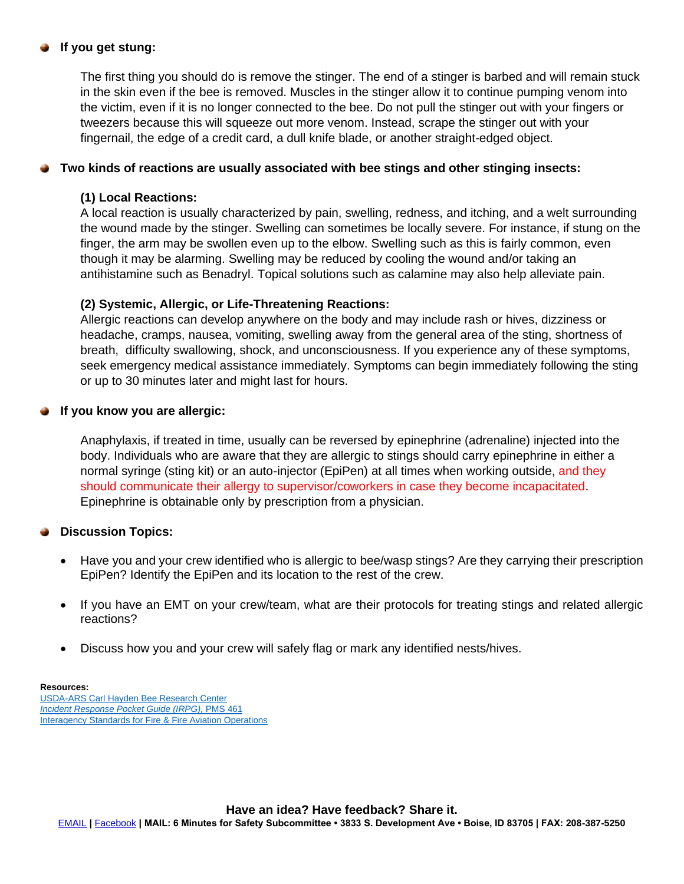- **If you get stung:**

  The first thing you should do is remove the stinger. The end of a stinger is barbed and will remain stuck in the skin even if the bee is removed. Muscles in the stinger allow it to continue pumping venom into the victim, even if it is no longer connected to the bee. Do not pull the stinger out with your fingers or tweezers because this will squeeze out more venom. Instead, scrape the stinger out with your fingernail, the edge of a credit card, a dull knife blade, or another straight-edged object.

- **Two kinds of reactions are usually associated with bee stings and other stinging insects:**

  **(1) Local Reactions:**
  A local reaction is usually characterized by pain, swelling, redness, and itching, and a welt surrounding the wound made by the stinger. Swelling can sometimes be locally severe. For instance, if stung on the finger, the arm may be swollen even up to the elbow. Swelling such as this is fairly common, even though it may be alarming. Swelling may be reduced by cooling the wound and/or taking an antihistamine such as Benadryl. Topical solutions such as calamine may also help alleviate pain.

  **(2) Systemic, Allergic, or Life-Threatening Reactions:**
  Allergic reactions can develop anywhere on the body and may include rash or hives, dizziness or headache, cramps, nausea, vomiting, swelling away from the general area of the sting, shortness of breath, difficulty swallowing, shock, and unconsciousness. If you experience any of these symptoms, seek emergency medical assistance immediately. Symptoms can begin immediately following the sting or up to 30 minutes later and might last for hours.

- **If you know you are allergic:**

  Anaphylaxis, if treated in time, usually can be reversed by epinephrine (adrenaline) injected into the body. Individuals who are aware that they are allergic to stings should carry epinephrine in either a normal syringe (sting kit) or an auto-injector (EpiPen) at all times when working outside, and they should communicate their allergy to supervisor/coworkers in case they become incapacitated. Epinephrine is obtainable only by prescription from a physician.

- **Discussion Topics:**

  - Have you and your crew identified who is allergic to bee/wasp stings? Are they carrying their prescription EpiPen? Identify the EpiPen and its location to the rest of the crew.
  - If you have an EMT on your crew/team, what are their protocols for treating stings and related allergic reactions?
  - Discuss how you and your crew will safely flag or mark any identified nests/hives.

**Resources:**
USDA-ARS Carl Hayden Bee Research Center
*Incident Response Pocket Guide (IRPG),* PMS 461
Interagency Standards for Fire & Fire Aviation Operations

**Have an idea? Have feedback? Share it.**
EMAIL | Facebook | **MAIL: 6 Minutes for Safety Subcommittee • 3833 S. Development Ave • Boise, ID 83705 | FAX: 208-387-5250**